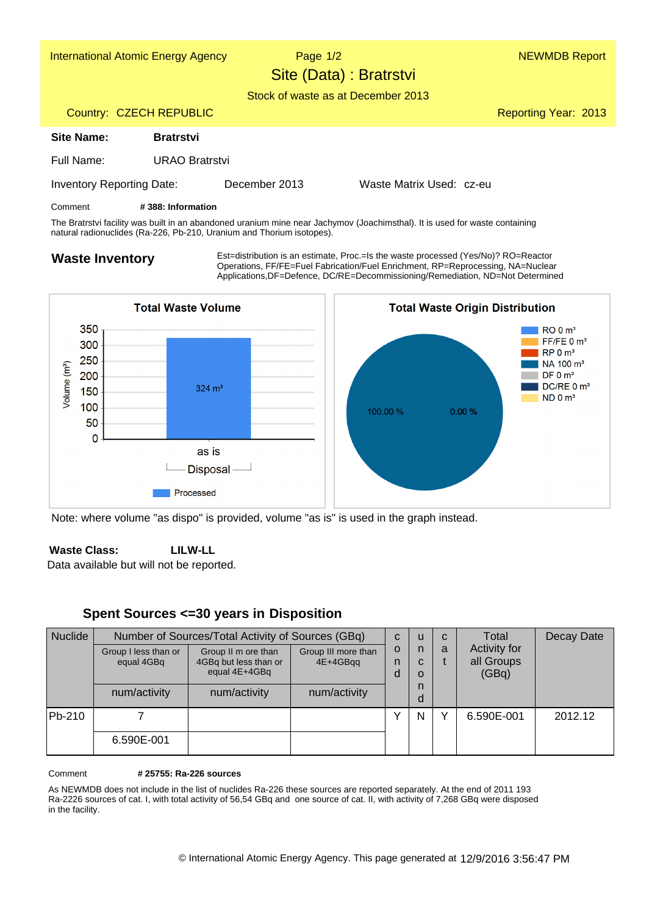International Atomic Energy Agency

NEWMDB Report

# Site (Data) : Bratrstvi

Stock of waste as at December 2013

Country: CZECH REPUBLIC

Reporting Year: 2013

**Site Name:** **Bratrstvi**

Full Name: URAO Bratrstvi

Inventory Reporting Date: December 2013

Waste Matrix Used: cz-eu

Comment **# 388: Information**

The Bratrstvi facility was built in an abandoned uranium mine near Jachymov (Joachimsthal). It is used for waste containing natural radionuclides (Ra-226, Pb-210, Uranium and Thorium isotopes).

## Waste Inventory

Est=distribution is an estimate, Proc.=Is the waste processed (Yes/No)? RO=Reactor Operations, FF/FE=Fuel Fabrication/Fuel Enrichment, RP=Reprocessing, NA=Nuclear Applications,DF=Defence, DC/RE=Decommissioning/Remediation, ND=Not Determined

**Total Waste Volume**

Volume ($m^3$): 324 $m^3$ — as is, Disposal — Processed

**Total Waste Origin Distribution**

- RO 0 $m^3$
- FF/FE 0 $m^3$
- RP 0 $m^3$
- NA 100 $m^3$
- DF 0 $m^3$
- DC/RE 0 $m^3$
- ND 0 $m^3$

100.00 % 0.00 %

Note: where volume "as dispo" is provided, volume "as is" is used in the graph instead.

**Waste Class:** **LILW-LL**

Data available but will not be reported.

### Spent Sources <=30 years in Disposition

| Nuclide | Number of Sources/Total Activity of Sources (GBq) | | | cond | uncond | cat | Total Activity for all Groups (GBq) | Decay Date |
|---|---|---|---|---|---|---|---|---|
| | Group I less than or equal 4GBq | Group II m ore than 4GBq but less than or equal 4E+4GBq | Group III more than 4E+4GBqq | | | | | |
| | num/activity | num/activity | num/activity | | | | | |
| Pb-210 | 7 | | | Y | N | Y | 6.590E-001 | 2012.12 |
| | 6.590E-001 | | | | | | | |

Comment **# 25755: Ra-226 sources**

As NEWMDB does not include in the list of nuclides Ra-226 these sources are reported separately. At the end of 2011 193 Ra-2226 sources of cat. I, with total activity of 56,54 GBq and one source of cat. II, with activity of 7,268 GBq were disposed in the facility.

© International Atomic Energy Agency. This page generated at 12/9/2016 3:56:47 PM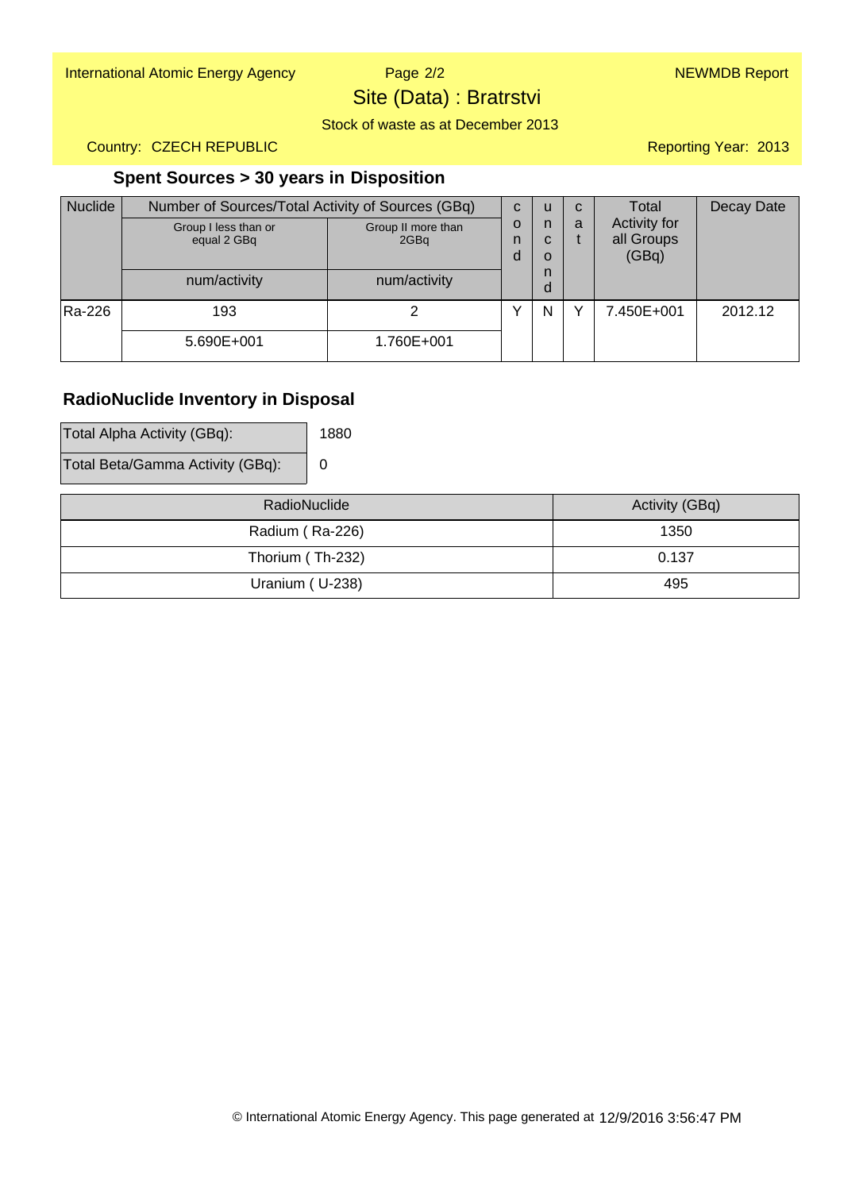Site (Data) : Bratrstvi

Stock of waste as at December 2013

Country: CZECH REPUBLIC

Reporting Year: 2013

## Spent Sources > 30 years in Disposition

| Nuclide | Number of Sources/Total Activity of Sources (GBq) | | cond | uncond | cat | Total Activity for all Groups (GBq) | Decay Date |
|---|---|---|---|---|---|---|---|
| | Group I less than or equal 2 GBq | Group II more than 2GBq | | | | | |
| | num/activity | num/activity | | | | | |
| Ra-226 | 193 | 2 | Y | N | Y | 7.450E+001 | 2012.12 |
| | 5.690E+001 | 1.760E+001 | | | | | |

## RadioNuclide Inventory in Disposal

| | |
|---|---|
| Total Alpha Activity (GBq): | 1880 |
| Total Beta/Gamma Activity (GBq): | 0 |

| RadioNuclide | Activity (GBq) |
|---|---|
| Radium ( Ra-226) | 1350 |
| Thorium ( Th-232) | 0.137 |
| Uranium ( U-238) | 495 |

© International Atomic Energy Agency. This page generated at 12/9/2016 3:56:47 PM